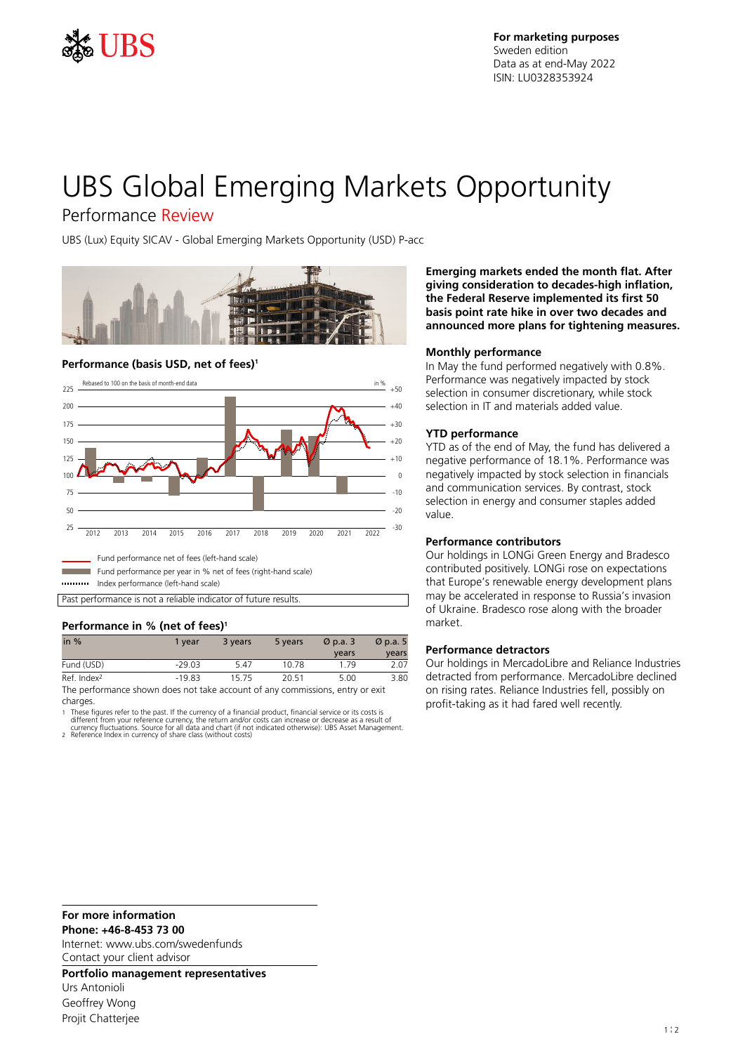For marketing purposes
Sweden edition
Data as at end-May 2022
ISIN: LU0328353924

# UBS Global Emerging Markets Opportunity

## Performance Review

UBS (Lux) Equity SICAV - Global Emerging Markets Opportunity (USD) P-acc

### Performance (basis USD, net of fees)[1]

Rebased to 100 on the basis of month-end data

- Fund performance net of fees (left-hand scale)
- Fund performance per year in % net of fees (right-hand scale)
- Index performance (left-hand scale)

Past performance is not a reliable indicator of future results.

### Performance in % (net of fees)[1]

| in % | 1 year | 3 years | 5 years | Ø p.a. 3 years | Ø p.a. 5 years |
|---|---|---|---|---|---|
| Fund (USD) | -29.03 | 5.47 | 10.78 | 1.79 | 2.07 |
| Ref. Index[2] | -19.83 | 15.75 | 20.51 | 5.00 | 3.80 |

The performance shown does not take account of any commissions, entry or exit charges.

1 These figures refer to the past. If the currency of a financial product, financial service or its costs is different from your reference currency, the return and/or costs can increase or decrease as a result of currency fluctuations. Source for all data and chart (if not indicated otherwise): UBS Asset Management.
2 Reference Index in currency of share class (without costs)

**Emerging markets ended the month flat. After giving consideration to decades-high inflation, the Federal Reserve implemented its first 50 basis point rate hike in over two decades and announced more plans for tightening measures.**

### Monthly performance

In May the fund performed negatively with 0.8%. Performance was negatively impacted by stock selection in consumer discretionary, while stock selection in IT and materials added value.

### YTD performance

YTD as of the end of May, the fund has delivered a negative performance of 18.1%. Performance was negatively impacted by stock selection in financials and communication services. By contrast, stock selection in energy and consumer staples added value.

### Performance contributors

Our holdings in LONGi Green Energy and Bradesco contributed positively. LONGi rose on expectations that Europe's renewable energy development plans may be accelerated in response to Russia's invasion of Ukraine. Bradesco rose along with the broader market.

### Performance detractors

Our holdings in MercadoLibre and Reliance Industries detracted from performance. MercadoLibre declined on rising rates. Reliance Industries fell, possibly on profit-taking as it had fared well recently.

**For more information**
**Phone: +46-8-453 73 00**
Internet: www.ubs.com/swedenfunds
Contact your client advisor

**Portfolio management representatives**
Urs Antonioli
Geoffrey Wong
Projit Chatterjee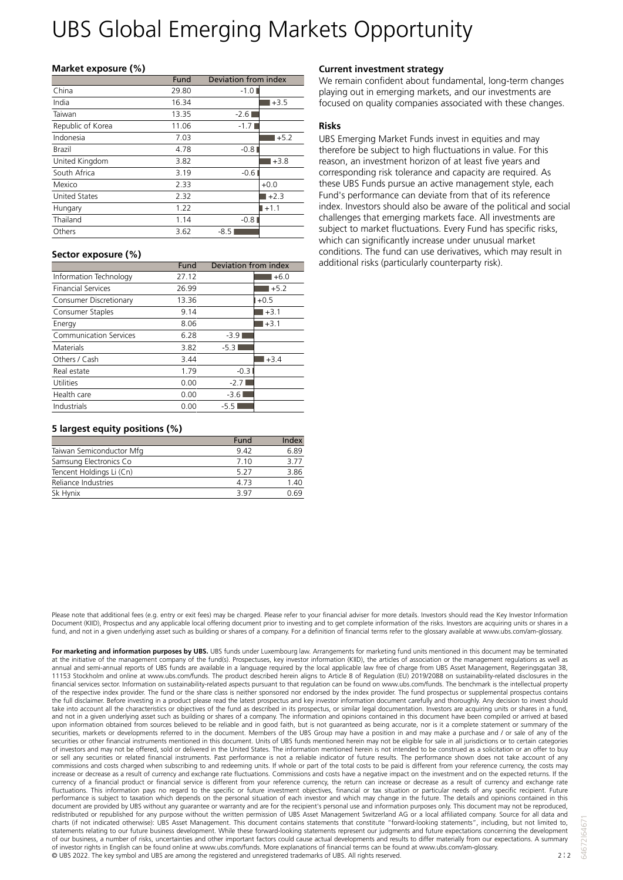# UBS Global Emerging Markets Opportunity

### Market exposure (%)

| | Fund | Deviation from index |
|---|---|---|
| China | 29.80 | -1.0 |
| India | 16.34 | +3.5 |
| Taiwan | 13.35 | -2.6 |
| Republic of Korea | 11.06 | -1.7 |
| Indonesia | 7.03 | +5.2 |
| Brazil | 4.78 | -0.8 |
| United Kingdom | 3.82 | +3.8 |
| South Africa | 3.19 | -0.6 |
| Mexico | 2.33 | +0.0 |
| United States | 2.32 | +2.3 |
| Hungary | 1.22 | +1.1 |
| Thailand | 1.14 | -0.8 |
| Others | 3.62 | -8.5 |

### Sector exposure (%)

| | Fund | Deviation from index |
|---|---|---|
| Information Technology | 27.12 | +6.0 |
| Financial Services | 26.99 | +5.2 |
| Consumer Discretionary | 13.36 | +0.5 |
| Consumer Staples | 9.14 | +3.1 |
| Energy | 8.06 | +3.1 |
| Communication Services | 6.28 | -3.9 |
| Materials | 3.82 | -5.3 |
| Others / Cash | 3.44 | +3.4 |
| Real estate | 1.79 | -0.3 |
| Utilities | 0.00 | -2.7 |
| Health care | 0.00 | -3.6 |
| Industrials | 0.00 | -5.5 |

### 5 largest equity positions (%)

| | Fund | Index |
|---|---|---|
| Taiwan Semiconductor Mfg | 9.42 | 6.89 |
| Samsung Electronics Co | 7.10 | 3.77 |
| Tencent Holdings Li (Cn) | 5.27 | 3.86 |
| Reliance Industries | 4.73 | 1.40 |
| Sk Hynix | 3.97 | 0.69 |

### Current investment strategy

We remain confident about fundamental, long-term changes playing out in emerging markets, and our investments are focused on quality companies associated with these changes.

### Risks

UBS Emerging Market Funds invest in equities and may therefore be subject to high fluctuations in value. For this reason, an investment horizon of at least five years and corresponding risk tolerance and capacity are required. As these UBS Funds pursue an active management style, each Fund's performance can deviate from that of its reference index. Investors should also be aware of the political and social challenges that emerging markets face. All investments are subject to market fluctuations. Every Fund has specific risks, which can significantly increase under unusual market conditions. The fund can use derivatives, which may result in additional risks (particularly counterparty risk).

Please note that additional fees (e.g. entry or exit fees) may be charged. Please refer to your financial adviser for more details. Investors should read the Key Investor Information Document (KIID), Prospectus and any applicable local offering document prior to investing and to get complete information of the risks. Investors are acquiring units or shares in a fund, and not in a given underlying asset such as building or shares of a company. For a definition of financial terms refer to the glossary available at www.ubs.com/am-glossary.

**For marketing and information purposes by UBS.** UBS funds under Luxembourg law. Arrangements for marketing fund units mentioned in this document may be terminated at the initiative of the management company of the fund(s). Prospectuses, key investor information (KIID), the articles of association or the management regulations as well as annual and semi-annual reports of UBS funds are available in a language required by the local applicable law free of charge from UBS Asset Management, Regeringsgatan 38, 11153 Stockholm and online at www.ubs.com/funds. The product described herein aligns to Article 8 of Regulation (EU) 2019/2088 on sustainability-related disclosures in the financial services sector. Information on sustainability-related aspects pursuant to that regulation can be found on www.ubs.com/funds. The benchmark is the intellectual property of the respective index provider. The fund or the share class is neither sponsored nor endorsed by the index provider. The fund prospectus or supplemental prospectus contains the full disclaimer. Before investing in a product please read the latest prospectus and key investor information document carefully and thoroughly. Any decision to invest should take into account all the characteristics or objectives of the fund as described in its prospectus, or similar legal documentation. Investors are acquiring units or shares in a fund, and not in a given underlying asset such as building or shares of a company. The information and opinions contained in this document have been compiled or arrived at based upon information obtained from sources believed to be reliable and in good faith, but is not guaranteed as being accurate, nor is it a complete statement or summary of the securities, markets or developments referred to in the document. Members of the UBS Group may have a position in and may make a purchase and / or sale of any of the securities or other financial instruments mentioned in this document. Units of UBS funds mentioned herein may not be eligible for sale in all jurisdictions or to certain categories of investors and may not be offered, sold or delivered in the United States. The information mentioned herein is not intended to be construed as a solicitation or an offer to buy or sell any securities or related financial instruments. Past performance is not a reliable indicator of future results. The performance shown does not take account of any commissions and costs charged when subscribing to and redeeming units. If whole or part of the total costs to be paid is different from your reference currency, the costs may increase or decrease as a result of currency and exchange rate fluctuations. Commissions and costs have a negative impact on the investment and on the expected returns. If the currency of a financial product or financial service is different from your reference currency, the return can increase or decrease as a result of currency and exchange rate fluctuations. This information pays no regard to the specific or future investment objectives, financial or tax situation or particular needs of any specific recipient. Future performance is subject to taxation which depends on the personal situation of each investor and which may change in the future. The details and opinions contained in this document are provided by UBS without any guarantee or warranty and are for the recipient's personal use and information purposes only. This document may not be reproduced, redistributed or republished for any purpose without the written permission of UBS Asset Management Switzerland AG or a local affiliated company. Source for all data and charts (if not indicated otherwise): UBS Asset Management. This document contains statements that constitute "forward-looking statements", including, but not limited to, statements relating to our future business development. While these forward-looking statements represent our judgments and future expectations concerning the development of our business, a number of risks, uncertainties and other important factors could cause actual developments and results to differ materially from our expectations. A summary of investor rights in English can be found online at www.ubs.com/funds. More explanations of financial terms can be found at www.ubs.com/am-glossary.
© UBS 2022. The key symbol and UBS are among the registered and unregistered trademarks of UBS. All rights reserved.